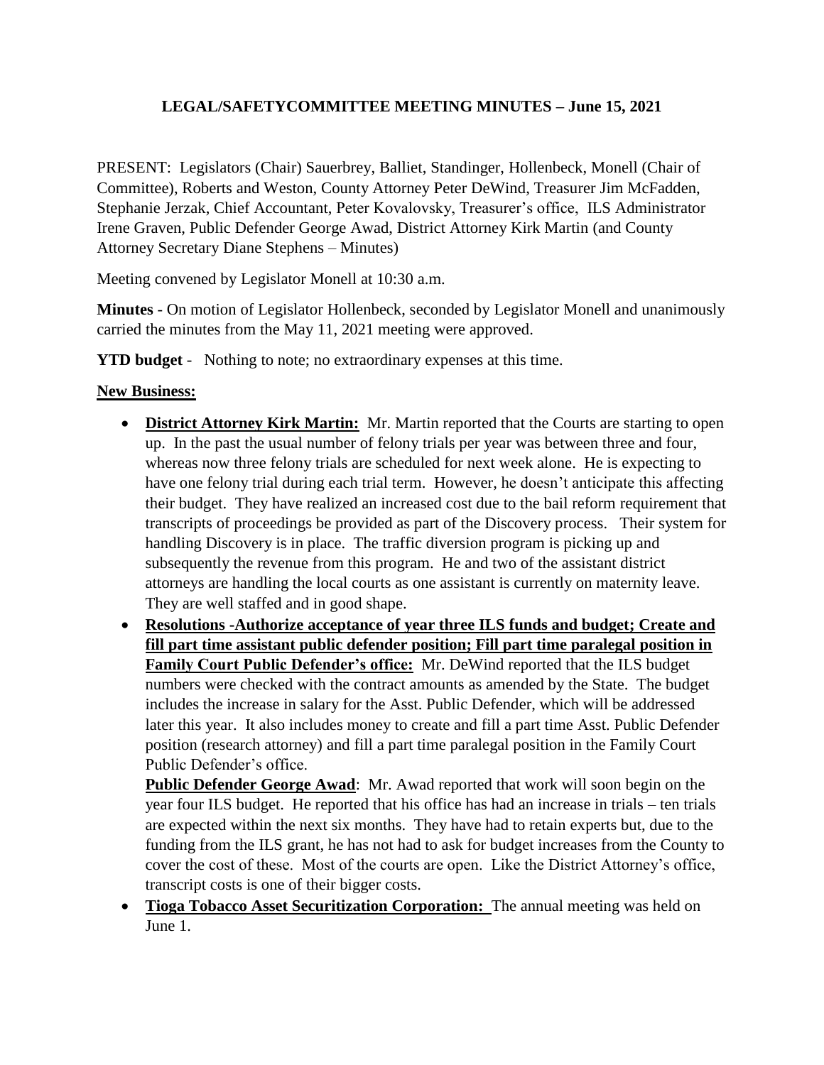# LEGAL/SAFETYCOMMITTEE MEETING MINUTES – June 15, 2021

PRESENT: Legislators (Chair) Sauerbrey, Balliet, Standinger, Hollenbeck, Monell (Chair of Committee), Roberts and Weston, County Attorney Peter DeWind, Treasurer Jim McFadden, Stephanie Jerzak, Chief Accountant, Peter Kovalovsky, Treasurer's office, ILS Administrator Irene Graven, Public Defender George Awad, District Attorney Kirk Martin (and County Attorney Secretary Diane Stephens – Minutes)

Meeting convened by Legislator Monell at 10:30 a.m.

**Minutes** - On motion of Legislator Hollenbeck, seconded by Legislator Monell and unanimously carried the minutes from the May 11, 2021 meeting were approved.

**YTD budget** - Nothing to note; no extraordinary expenses at this time.

**New Business:**

- **District Attorney Kirk Martin:** Mr. Martin reported that the Courts are starting to open up. In the past the usual number of felony trials per year was between three and four, whereas now three felony trials are scheduled for next week alone. He is expecting to have one felony trial during each trial term. However, he doesn't anticipate this affecting their budget. They have realized an increased cost due to the bail reform requirement that transcripts of proceedings be provided as part of the Discovery process. Their system for handling Discovery is in place. The traffic diversion program is picking up and subsequently the revenue from this program. He and two of the assistant district attorneys are handling the local courts as one assistant is currently on maternity leave. They are well staffed and in good shape.
- **Resolutions -Authorize acceptance of year three ILS funds and budget; Create and fill part time assistant public defender position; Fill part time paralegal position in Family Court Public Defender's office:** Mr. DeWind reported that the ILS budget numbers were checked with the contract amounts as amended by the State. The budget includes the increase in salary for the Asst. Public Defender, which will be addressed later this year. It also includes money to create and fill a part time Asst. Public Defender position (research attorney) and fill a part time paralegal position in the Family Court Public Defender's office.

  **Public Defender George Awad**: Mr. Awad reported that work will soon begin on the year four ILS budget. He reported that his office has had an increase in trials – ten trials are expected within the next six months. They have had to retain experts but, due to the funding from the ILS grant, he has not had to ask for budget increases from the County to cover the cost of these. Most of the courts are open. Like the District Attorney's office, transcript costs is one of their bigger costs.
- **Tioga Tobacco Asset Securitization Corporation:** The annual meeting was held on June 1.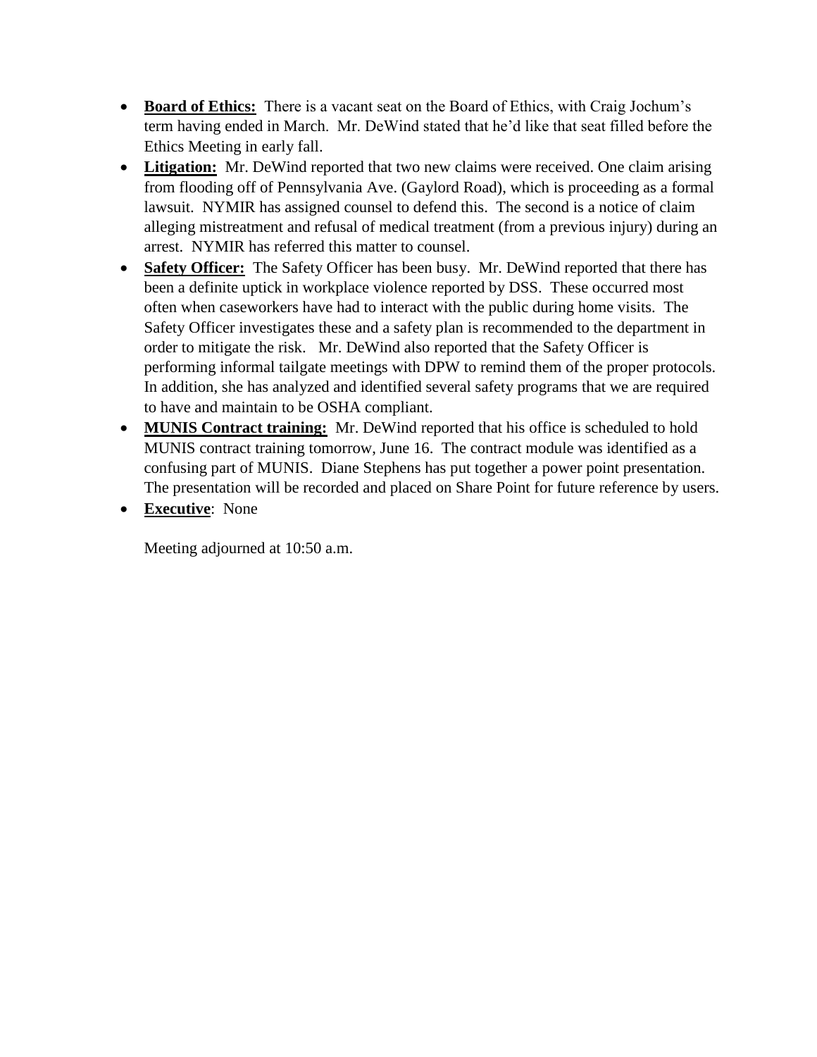- **Board of Ethics:** There is a vacant seat on the Board of Ethics, with Craig Jochum's term having ended in March. Mr. DeWind stated that he'd like that seat filled before the Ethics Meeting in early fall.
- **Litigation:** Mr. DeWind reported that two new claims were received. One claim arising from flooding off of Pennsylvania Ave. (Gaylord Road), which is proceeding as a formal lawsuit. NYMIR has assigned counsel to defend this. The second is a notice of claim alleging mistreatment and refusal of medical treatment (from a previous injury) during an arrest. NYMIR has referred this matter to counsel.
- **Safety Officer:** The Safety Officer has been busy. Mr. DeWind reported that there has been a definite uptick in workplace violence reported by DSS. These occurred most often when caseworkers have had to interact with the public during home visits. The Safety Officer investigates these and a safety plan is recommended to the department in order to mitigate the risk. Mr. DeWind also reported that the Safety Officer is performing informal tailgate meetings with DPW to remind them of the proper protocols. In addition, she has analyzed and identified several safety programs that we are required to have and maintain to be OSHA compliant.
- **MUNIS Contract training:** Mr. DeWind reported that his office is scheduled to hold MUNIS contract training tomorrow, June 16. The contract module was identified as a confusing part of MUNIS. Diane Stephens has put together a power point presentation. The presentation will be recorded and placed on Share Point for future reference by users.
- **Executive**: None

Meeting adjourned at 10:50 a.m.